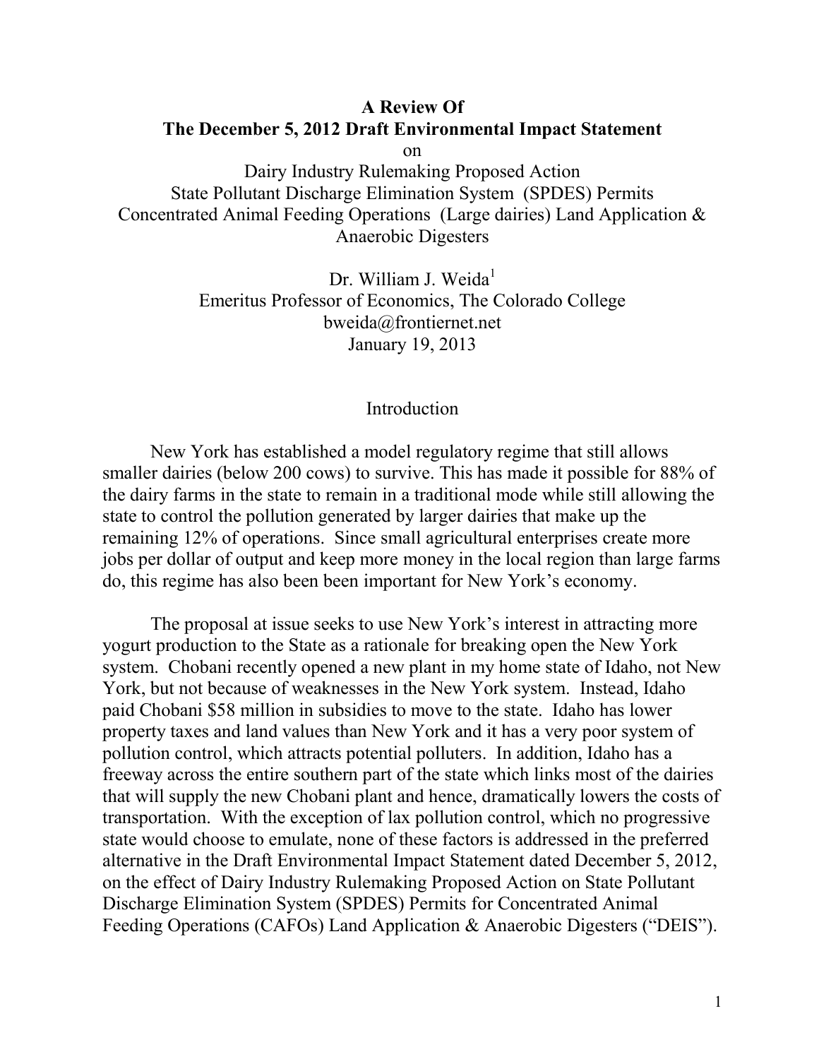# A Review Of
# The December 5, 2012 Draft Environmental Impact Statement

on

Dairy Industry Rulemaking Proposed Action
State Pollutant Discharge Elimination System (SPDES) Permits
Concentrated Animal Feeding Operations (Large dairies) Land Application & Anaerobic Digesters

Dr. William J. Weida[1]
Emeritus Professor of Economics, The Colorado College
bweida@frontiernet.net
January 19, 2013

## Introduction

New York has established a model regulatory regime that still allows smaller dairies (below 200 cows) to survive. This has made it possible for 88% of the dairy farms in the state to remain in a traditional mode while still allowing the state to control the pollution generated by larger dairies that make up the remaining 12% of operations. Since small agricultural enterprises create more jobs per dollar of output and keep more money in the local region than large farms do, this regime has also been been important for New York's economy.

The proposal at issue seeks to use New York's interest in attracting more yogurt production to the State as a rationale for breaking open the New York system. Chobani recently opened a new plant in my home state of Idaho, not New York, but not because of weaknesses in the New York system. Instead, Idaho paid Chobani $58 million in subsidies to move to the state. Idaho has lower property taxes and land values than New York and it has a very poor system of pollution control, which attracts potential polluters. In addition, Idaho has a freeway across the entire southern part of the state which links most of the dairies that will supply the new Chobani plant and hence, dramatically lowers the costs of transportation. With the exception of lax pollution control, which no progressive state would choose to emulate, none of these factors is addressed in the preferred alternative in the Draft Environmental Impact Statement dated December 5, 2012, on the effect of Dairy Industry Rulemaking Proposed Action on State Pollutant Discharge Elimination System (SPDES) Permits for Concentrated Animal Feeding Operations (CAFOs) Land Application & Anaerobic Digesters ("DEIS").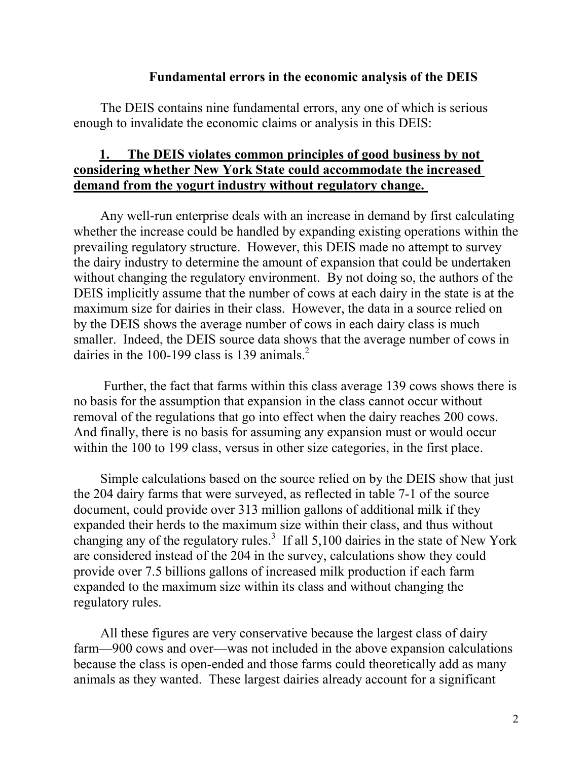## Fundamental errors in the economic analysis of the DEIS

The DEIS contains nine fundamental errors, any one of which is serious enough to invalidate the economic claims or analysis in this DEIS:

### <u>1. The DEIS violates common principles of good business by not considering whether New York State could accommodate the increased demand from the yogurt industry without regulatory change.</u>

Any well-run enterprise deals with an increase in demand by first calculating whether the increase could be handled by expanding existing operations within the prevailing regulatory structure. However, this DEIS made no attempt to survey the dairy industry to determine the amount of expansion that could be undertaken without changing the regulatory environment. By not doing so, the authors of the DEIS implicitly assume that the number of cows at each dairy in the state is at the maximum size for dairies in their class. However, the data in a source relied on by the DEIS shows the average number of cows in each dairy class is much smaller. Indeed, the DEIS source data shows that the average number of cows in dairies in the 100-199 class is 139 animals.[2]

Further, the fact that farms within this class average 139 cows shows there is no basis for the assumption that expansion in the class cannot occur without removal of the regulations that go into effect when the dairy reaches 200 cows. And finally, there is no basis for assuming any expansion must or would occur within the 100 to 199 class, versus in other size categories, in the first place.

Simple calculations based on the source relied on by the DEIS show that just the 204 dairy farms that were surveyed, as reflected in table 7-1 of the source document, could provide over 313 million gallons of additional milk if they expanded their herds to the maximum size within their class, and thus without changing any of the regulatory rules.[3] If all 5,100 dairies in the state of New York are considered instead of the 204 in the survey, calculations show they could provide over 7.5 billions gallons of increased milk production if each farm expanded to the maximum size within its class and without changing the regulatory rules.

All these figures are very conservative because the largest class of dairy farm—900 cows and over—was not included in the above expansion calculations because the class is open-ended and those farms could theoretically add as many animals as they wanted. These largest dairies already account for a significant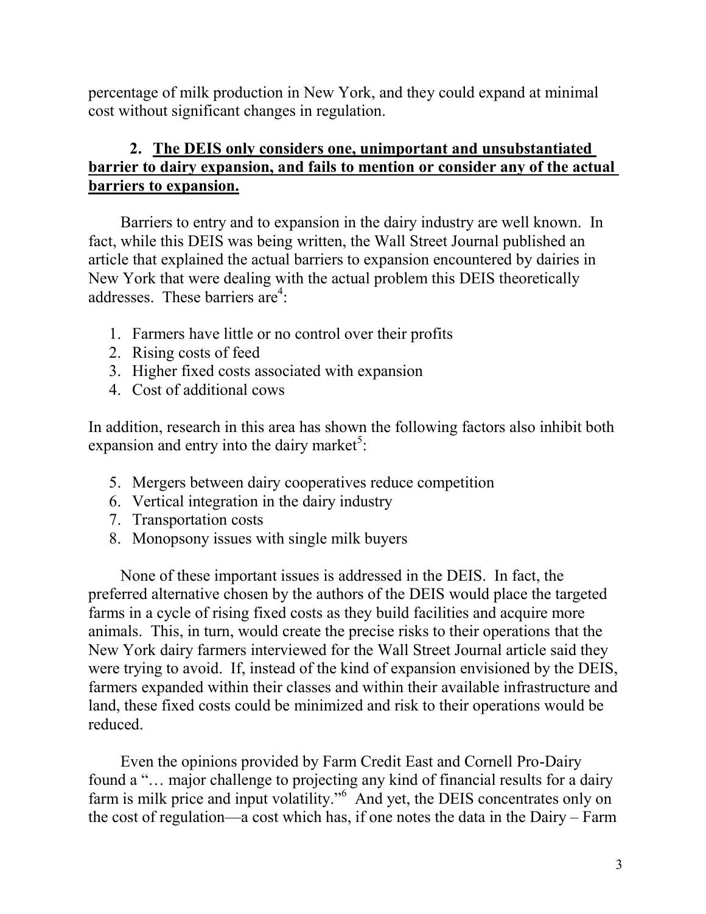percentage of milk production in New York, and they could expand at minimal cost without significant changes in regulation.

### 2. **The DEIS only considers one, unimportant and unsubstantiated barrier to dairy expansion, and fails to mention or consider any of the actual barriers to expansion.**

Barriers to entry and to expansion in the dairy industry are well known. In fact, while this DEIS was being written, the Wall Street Journal published an article that explained the actual barriers to expansion encountered by dairies in New York that were dealing with the actual problem this DEIS theoretically addresses. These barriers are[4]:

1. Farmers have little or no control over their profits
2. Rising costs of feed
3. Higher fixed costs associated with expansion
4. Cost of additional cows

In addition, research in this area has shown the following factors also inhibit both expansion and entry into the dairy market[5]:

5. Mergers between dairy cooperatives reduce competition
6. Vertical integration in the dairy industry
7. Transportation costs
8. Monopsony issues with single milk buyers

None of these important issues is addressed in the DEIS. In fact, the preferred alternative chosen by the authors of the DEIS would place the targeted farms in a cycle of rising fixed costs as they build facilities and acquire more animals. This, in turn, would create the precise risks to their operations that the New York dairy farmers interviewed for the Wall Street Journal article said they were trying to avoid. If, instead of the kind of expansion envisioned by the DEIS, farmers expanded within their classes and within their available infrastructure and land, these fixed costs could be minimized and risk to their operations would be reduced.

Even the opinions provided by Farm Credit East and Cornell Pro-Dairy found a "… major challenge to projecting any kind of financial results for a dairy farm is milk price and input volatility."[6] And yet, the DEIS concentrates only on the cost of regulation—a cost which has, if one notes the data in the Dairy – Farm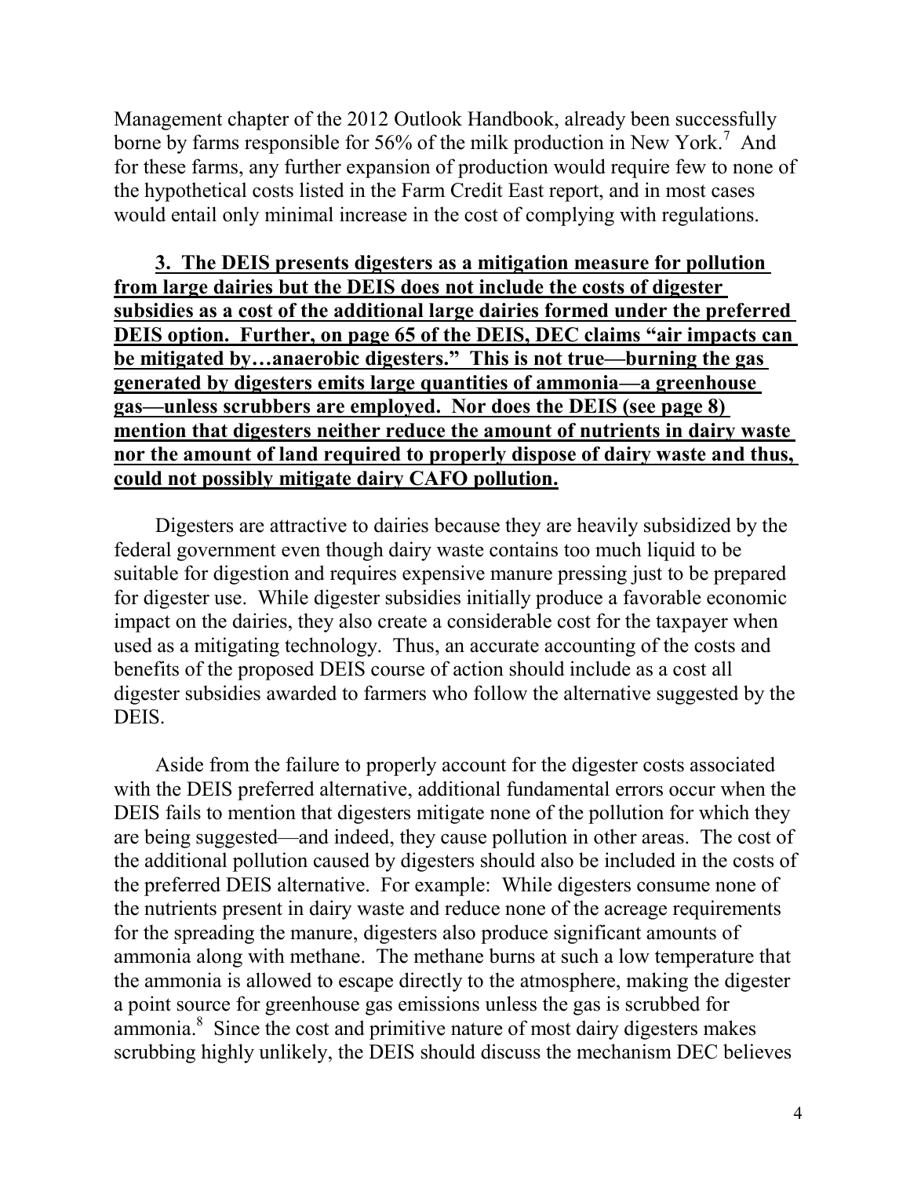Management chapter of the 2012 Outlook Handbook, already been successfully borne by farms responsible for 56% of the milk production in New York.[7] And for these farms, any further expansion of production would require few to none of the hypothetical costs listed in the Farm Credit East report, and in most cases would entail only minimal increase in the cost of complying with regulations.

**3. The DEIS presents digesters as a mitigation measure for pollution from large dairies but the DEIS does not include the costs of digester subsidies as a cost of the additional large dairies formed under the preferred DEIS option. Further, on page 65 of the DEIS, DEC claims "air impacts can be mitigated by…anaerobic digesters." This is not true—burning the gas generated by digesters emits large quantities of ammonia—a greenhouse gas—unless scrubbers are employed. Nor does the DEIS (see page 8) mention that digesters neither reduce the amount of nutrients in dairy waste nor the amount of land required to properly dispose of dairy waste and thus, could not possibly mitigate dairy CAFO pollution.**

Digesters are attractive to dairies because they are heavily subsidized by the federal government even though dairy waste contains too much liquid to be suitable for digestion and requires expensive manure pressing just to be prepared for digester use. While digester subsidies initially produce a favorable economic impact on the dairies, they also create a considerable cost for the taxpayer when used as a mitigating technology. Thus, an accurate accounting of the costs and benefits of the proposed DEIS course of action should include as a cost all digester subsidies awarded to farmers who follow the alternative suggested by the DEIS.

Aside from the failure to properly account for the digester costs associated with the DEIS preferred alternative, additional fundamental errors occur when the DEIS fails to mention that digesters mitigate none of the pollution for which they are being suggested—and indeed, they cause pollution in other areas. The cost of the additional pollution caused by digesters should also be included in the costs of the preferred DEIS alternative. For example: While digesters consume none of the nutrients present in dairy waste and reduce none of the acreage requirements for the spreading the manure, digesters also produce significant amounts of ammonia along with methane. The methane burns at such a low temperature that the ammonia is allowed to escape directly to the atmosphere, making the digester a point source for greenhouse gas emissions unless the gas is scrubbed for ammonia.[8] Since the cost and primitive nature of most dairy digesters makes scrubbing highly unlikely, the DEIS should discuss the mechanism DEC believes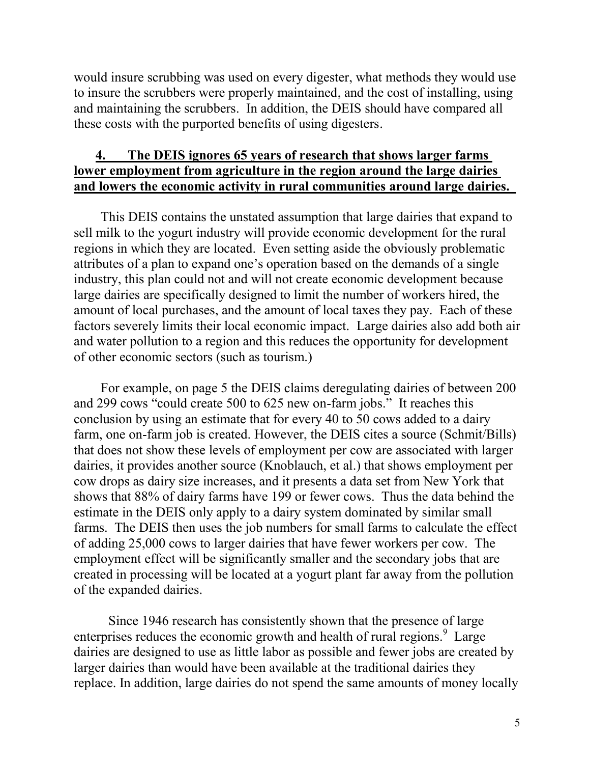would insure scrubbing was used on every digester, what methods they would use to insure the scrubbers were properly maintained, and the cost of installing, using and maintaining the scrubbers. In addition, the DEIS should have compared all these costs with the purported benefits of using digesters.

**4. The DEIS ignores 65 years of research that shows larger farms lower employment from agriculture in the region around the large dairies and lowers the economic activity in rural communities around large dairies.**

This DEIS contains the unstated assumption that large dairies that expand to sell milk to the yogurt industry will provide economic development for the rural regions in which they are located. Even setting aside the obviously problematic attributes of a plan to expand one's operation based on the demands of a single industry, this plan could not and will not create economic development because large dairies are specifically designed to limit the number of workers hired, the amount of local purchases, and the amount of local taxes they pay. Each of these factors severely limits their local economic impact. Large dairies also add both air and water pollution to a region and this reduces the opportunity for development of other economic sectors (such as tourism.)

For example, on page 5 the DEIS claims deregulating dairies of between 200 and 299 cows "could create 500 to 625 new on-farm jobs." It reaches this conclusion by using an estimate that for every 40 to 50 cows added to a dairy farm, one on-farm job is created. However, the DEIS cites a source (Schmit/Bills) that does not show these levels of employment per cow are associated with larger dairies, it provides another source (Knoblauch, et al.) that shows employment per cow drops as dairy size increases, and it presents a data set from New York that shows that 88% of dairy farms have 199 or fewer cows. Thus the data behind the estimate in the DEIS only apply to a dairy system dominated by similar small farms. The DEIS then uses the job numbers for small farms to calculate the effect of adding 25,000 cows to larger dairies that have fewer workers per cow. The employment effect will be significantly smaller and the secondary jobs that are created in processing will be located at a yogurt plant far away from the pollution of the expanded dairies.

Since 1946 research has consistently shown that the presence of large enterprises reduces the economic growth and health of rural regions.[9] Large dairies are designed to use as little labor as possible and fewer jobs are created by larger dairies than would have been available at the traditional dairies they replace. In addition, large dairies do not spend the same amounts of money locally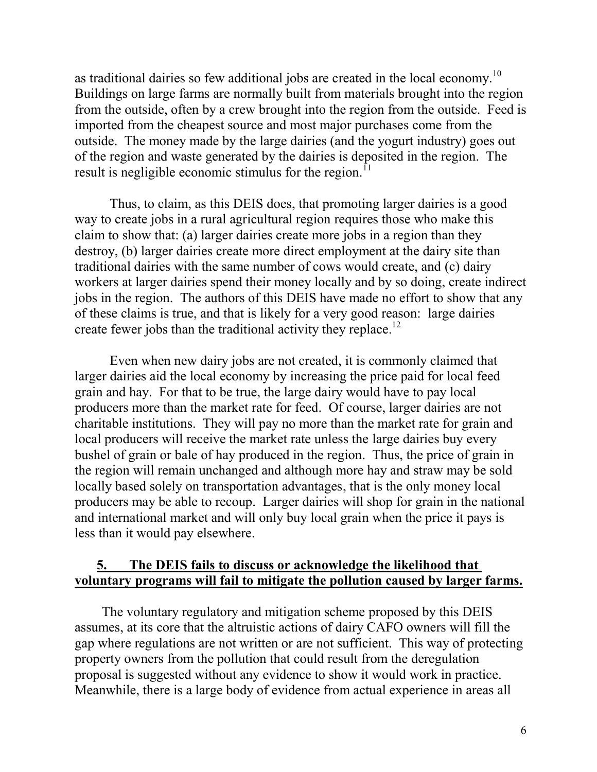as traditional dairies so few additional jobs are created in the local economy.[10] Buildings on large farms are normally built from materials brought into the region from the outside, often by a crew brought into the region from the outside. Feed is imported from the cheapest source and most major purchases come from the outside. The money made by the large dairies (and the yogurt industry) goes out of the region and waste generated by the dairies is deposited in the region. The result is negligible economic stimulus for the region.[11]

Thus, to claim, as this DEIS does, that promoting larger dairies is a good way to create jobs in a rural agricultural region requires those who make this claim to show that: (a) larger dairies create more jobs in a region than they destroy, (b) larger dairies create more direct employment at the dairy site than traditional dairies with the same number of cows would create, and (c) dairy workers at larger dairies spend their money locally and by so doing, create indirect jobs in the region. The authors of this DEIS have made no effort to show that any of these claims is true, and that is likely for a very good reason: large dairies create fewer jobs than the traditional activity they replace.[12]

Even when new dairy jobs are not created, it is commonly claimed that larger dairies aid the local economy by increasing the price paid for local feed grain and hay. For that to be true, the large dairy would have to pay local producers more than the market rate for feed. Of course, larger dairies are not charitable institutions. They will pay no more than the market rate for grain and local producers will receive the market rate unless the large dairies buy every bushel of grain or bale of hay produced in the region. Thus, the price of grain in the region will remain unchanged and although more hay and straw may be sold locally based solely on transportation advantages, that is the only money local producers may be able to recoup. Larger dairies will shop for grain in the national and international market and will only buy local grain when the price it pays is less than it would pay elsewhere.

## 5. The DEIS fails to discuss or acknowledge the likelihood that voluntary programs will fail to mitigate the pollution caused by larger farms.

The voluntary regulatory and mitigation scheme proposed by this DEIS assumes, at its core that the altruistic actions of dairy CAFO owners will fill the gap where regulations are not written or are not sufficient. This way of protecting property owners from the pollution that could result from the deregulation proposal is suggested without any evidence to show it would work in practice. Meanwhile, there is a large body of evidence from actual experience in areas all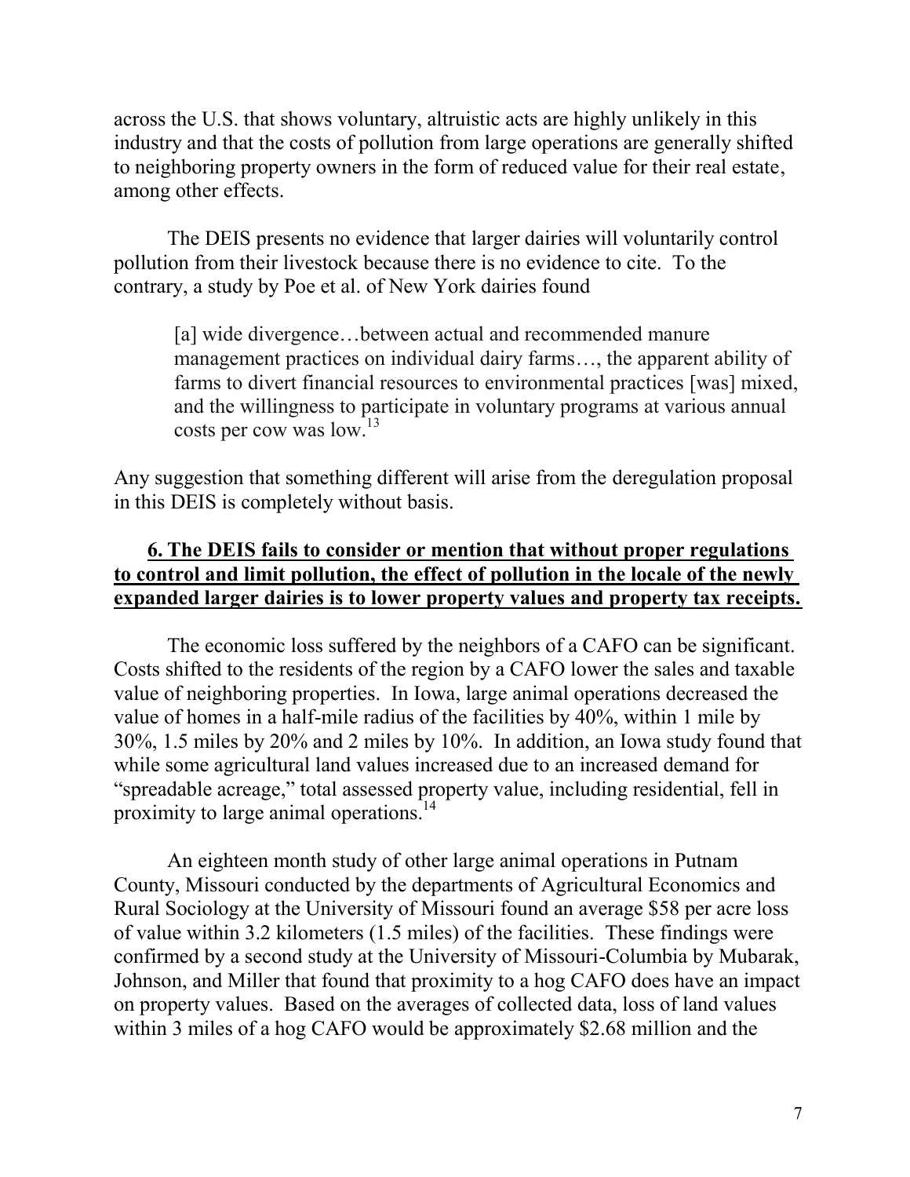across the U.S. that shows voluntary, altruistic acts are highly unlikely in this industry and that the costs of pollution from large operations are generally shifted to neighboring property owners in the form of reduced value for their real estate, among other effects.

The DEIS presents no evidence that larger dairies will voluntarily control pollution from their livestock because there is no evidence to cite. To the contrary, a study by Poe et al. of New York dairies found

> [a] wide divergence…between actual and recommended manure management practices on individual dairy farms…, the apparent ability of farms to divert financial resources to environmental practices [was] mixed, and the willingness to participate in voluntary programs at various annual costs per cow was low.[13]

Any suggestion that something different will arise from the deregulation proposal in this DEIS is completely without basis.

**6. The DEIS fails to consider or mention that without proper regulations to control and limit pollution, the effect of pollution in the locale of the newly expanded larger dairies is to lower property values and property tax receipts.**

The economic loss suffered by the neighbors of a CAFO can be significant. Costs shifted to the residents of the region by a CAFO lower the sales and taxable value of neighboring properties. In Iowa, large animal operations decreased the value of homes in a half-mile radius of the facilities by 40%, within 1 mile by 30%, 1.5 miles by 20% and 2 miles by 10%. In addition, an Iowa study found that while some agricultural land values increased due to an increased demand for "spreadable acreage," total assessed property value, including residential, fell in proximity to large animal operations.[14]

An eighteen month study of other large animal operations in Putnam County, Missouri conducted by the departments of Agricultural Economics and Rural Sociology at the University of Missouri found an average $58 per acre loss of value within 3.2 kilometers (1.5 miles) of the facilities. These findings were confirmed by a second study at the University of Missouri-Columbia by Mubarak, Johnson, and Miller that found that proximity to a hog CAFO does have an impact on property values. Based on the averages of collected data, loss of land values within 3 miles of a hog CAFO would be approximately $2.68 million and the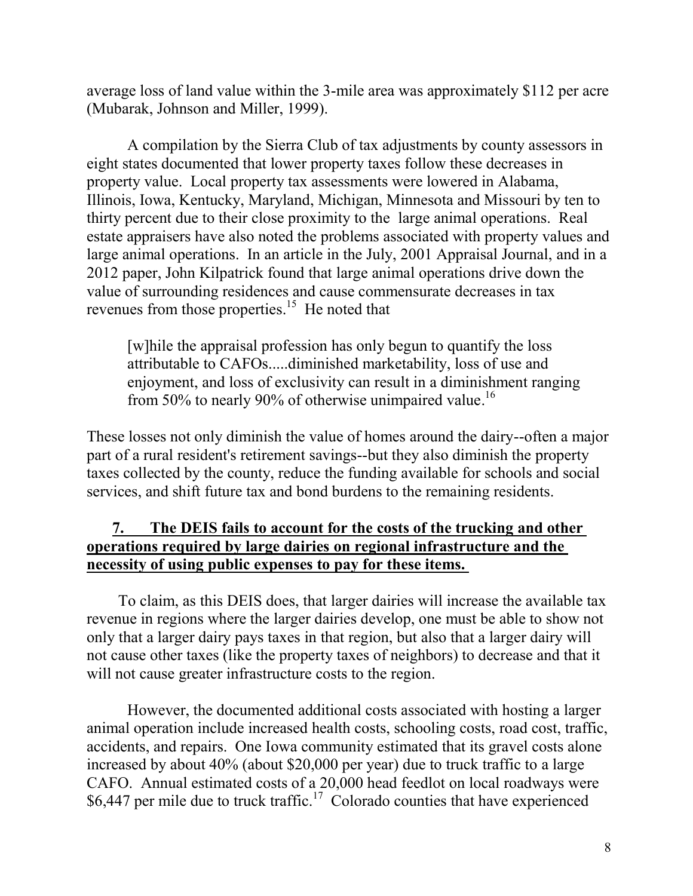average loss of land value within the 3-mile area was approximately $112 per acre (Mubarak, Johnson and Miller, 1999).

A compilation by the Sierra Club of tax adjustments by county assessors in eight states documented that lower property taxes follow these decreases in property value. Local property tax assessments were lowered in Alabama, Illinois, Iowa, Kentucky, Maryland, Michigan, Minnesota and Missouri by ten to thirty percent due to their close proximity to the large animal operations. Real estate appraisers have also noted the problems associated with property values and large animal operations. In an article in the July, 2001 Appraisal Journal, and in a 2012 paper, John Kilpatrick found that large animal operations drive down the value of surrounding residences and cause commensurate decreases in tax revenues from those properties.[15] He noted that

> [w]hile the appraisal profession has only begun to quantify the loss attributable to CAFOs.....diminished marketability, loss of use and enjoyment, and loss of exclusivity can result in a diminishment ranging from 50% to nearly 90% of otherwise unimpaired value.[16]

These losses not only diminish the value of homes around the dairy--often a major part of a rural resident's retirement savings--but they also diminish the property taxes collected by the county, reduce the funding available for schools and social services, and shift future tax and bond burdens to the remaining residents.

**7. The DEIS fails to account for the costs of the trucking and other operations required by large dairies on regional infrastructure and the necessity of using public expenses to pay for these items.**

To claim, as this DEIS does, that larger dairies will increase the available tax revenue in regions where the larger dairies develop, one must be able to show not only that a larger dairy pays taxes in that region, but also that a larger dairy will not cause other taxes (like the property taxes of neighbors) to decrease and that it will not cause greater infrastructure costs to the region.

However, the documented additional costs associated with hosting a larger animal operation include increased health costs, schooling costs, road cost, traffic, accidents, and repairs. One Iowa community estimated that its gravel costs alone increased by about 40% (about $20,000 per year) due to truck traffic to a large CAFO. Annual estimated costs of a 20,000 head feedlot on local roadways were $6,447 per mile due to truck traffic.[17] Colorado counties that have experienced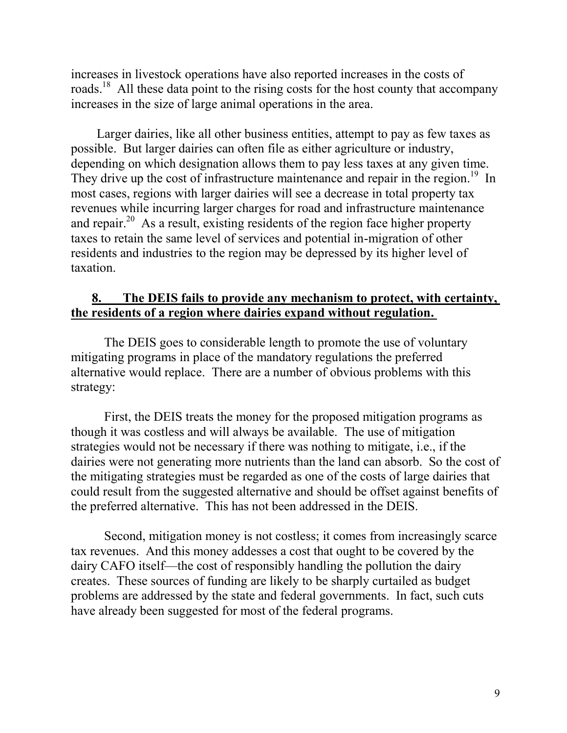increases in livestock operations have also reported increases in the costs of roads.[18] All these data point to the rising costs for the host county that accompany increases in the size of large animal operations in the area.

Larger dairies, like all other business entities, attempt to pay as few taxes as possible. But larger dairies can often file as either agriculture or industry, depending on which designation allows them to pay less taxes at any given time. They drive up the cost of infrastructure maintenance and repair in the region.[19] In most cases, regions with larger dairies will see a decrease in total property tax revenues while incurring larger charges for road and infrastructure maintenance and repair.[20] As a result, existing residents of the region face higher property taxes to retain the same level of services and potential in-migration of other residents and industries to the region may be depressed by its higher level of taxation.

## 8. The DEIS fails to provide any mechanism to protect, with certainty, the residents of a region where dairies expand without regulation.

The DEIS goes to considerable length to promote the use of voluntary mitigating programs in place of the mandatory regulations the preferred alternative would replace. There are a number of obvious problems with this strategy:

First, the DEIS treats the money for the proposed mitigation programs as though it was costless and will always be available. The use of mitigation strategies would not be necessary if there was nothing to mitigate, i.e., if the dairies were not generating more nutrients than the land can absorb. So the cost of the mitigating strategies must be regarded as one of the costs of large dairies that could result from the suggested alternative and should be offset against benefits of the preferred alternative. This has not been addressed in the DEIS.

Second, mitigation money is not costless; it comes from increasingly scarce tax revenues. And this money addesses a cost that ought to be covered by the dairy CAFO itself—the cost of responsibly handling the pollution the dairy creates. These sources of funding are likely to be sharply curtailed as budget problems are addressed by the state and federal governments. In fact, such cuts have already been suggested for most of the federal programs.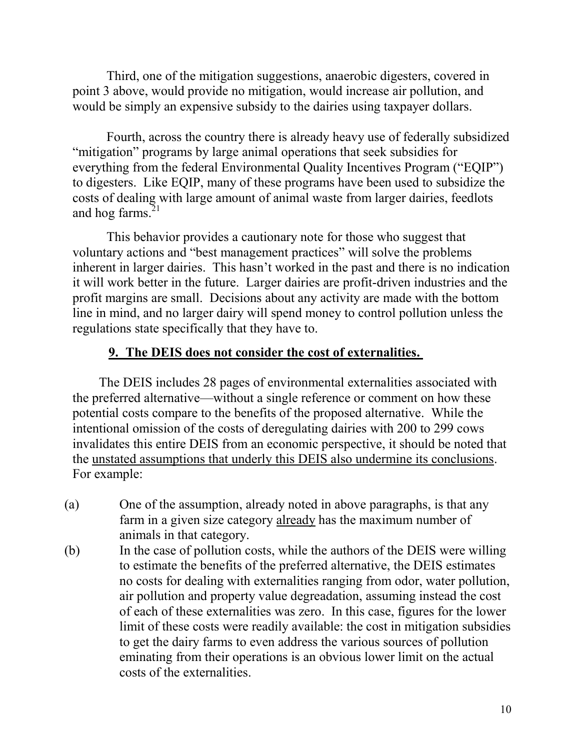Third, one of the mitigation suggestions, anaerobic digesters, covered in point 3 above, would provide no mitigation, would increase air pollution, and would be simply an expensive subsidy to the dairies using taxpayer dollars.

Fourth, across the country there is already heavy use of federally subsidized "mitigation" programs by large animal operations that seek subsidies for everything from the federal Environmental Quality Incentives Program ("EQIP") to digesters. Like EQIP, many of these programs have been used to subsidize the costs of dealing with large amount of animal waste from larger dairies, feedlots and hog farms.[21]

This behavior provides a cautionary note for those who suggest that voluntary actions and "best management practices" will solve the problems inherent in larger dairies. This hasn't worked in the past and there is no indication it will work better in the future. Larger dairies are profit-driven industries and the profit margins are small. Decisions about any activity are made with the bottom line in mind, and no larger dairy will spend money to control pollution unless the regulations state specifically that they have to.

### 9. The DEIS does not consider the cost of externalities.

The DEIS includes 28 pages of environmental externalities associated with the preferred alternative—without a single reference or comment on how these potential costs compare to the benefits of the proposed alternative. While the intentional omission of the costs of deregulating dairies with 200 to 299 cows invalidates this entire DEIS from an economic perspective, it should be noted that the <u>unstated assumptions that underly this DEIS also undermine its conclusions</u>. For example:

(a) One of the assumption, already noted in above paragraphs, is that any farm in a given size category <u>already</u> has the maximum number of animals in that category.

(b) In the case of pollution costs, while the authors of the DEIS were willing to estimate the benefits of the preferred alternative, the DEIS estimates no costs for dealing with externalities ranging from odor, water pollution, air pollution and property value degreadation, assuming instead the cost of each of these externalities was zero. In this case, figures for the lower limit of these costs were readily available: the cost in mitigation subsidies to get the dairy farms to even address the various sources of pollution eminating from their operations is an obvious lower limit on the actual costs of the externalities.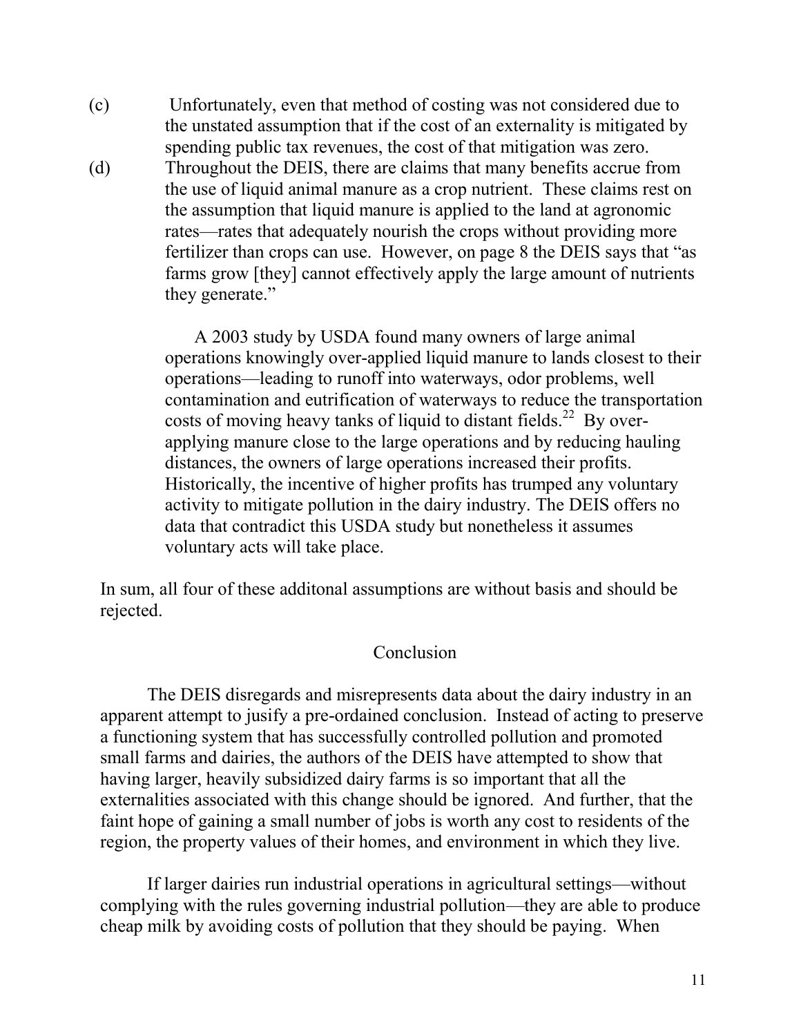(c) Unfortunately, even that method of costing was not considered due to the unstated assumption that if the cost of an externality is mitigated by spending public tax revenues, the cost of that mitigation was zero.

(d) Throughout the DEIS, there are claims that many benefits accrue from the use of liquid animal manure as a crop nutrient. These claims rest on the assumption that liquid manure is applied to the land at agronomic rates—rates that adequately nourish the crops without providing more fertilizer than crops can use. However, on page 8 the DEIS says that "as farms grow [they] cannot effectively apply the large amount of nutrients they generate."

A 2003 study by USDA found many owners of large animal operations knowingly over-applied liquid manure to lands closest to their operations—leading to runoff into waterways, odor problems, well contamination and eutrification of waterways to reduce the transportation costs of moving heavy tanks of liquid to distant fields.[22] By over-applying manure close to the large operations and by reducing hauling distances, the owners of large operations increased their profits. Historically, the incentive of higher profits has trumped any voluntary activity to mitigate pollution in the dairy industry. The DEIS offers no data that contradict this USDA study but nonetheless it assumes voluntary acts will take place.

In sum, all four of these additonal assumptions are without basis and should be rejected.

## Conclusion

The DEIS disregards and misrepresents data about the dairy industry in an apparent attempt to jusify a pre-ordained conclusion. Instead of acting to preserve a functioning system that has successfully controlled pollution and promoted small farms and dairies, the authors of the DEIS have attempted to show that having larger, heavily subsidized dairy farms is so important that all the externalities associated with this change should be ignored. And further, that the faint hope of gaining a small number of jobs is worth any cost to residents of the region, the property values of their homes, and environment in which they live.

If larger dairies run industrial operations in agricultural settings—without complying with the rules governing industrial pollution—they are able to produce cheap milk by avoiding costs of pollution that they should be paying. When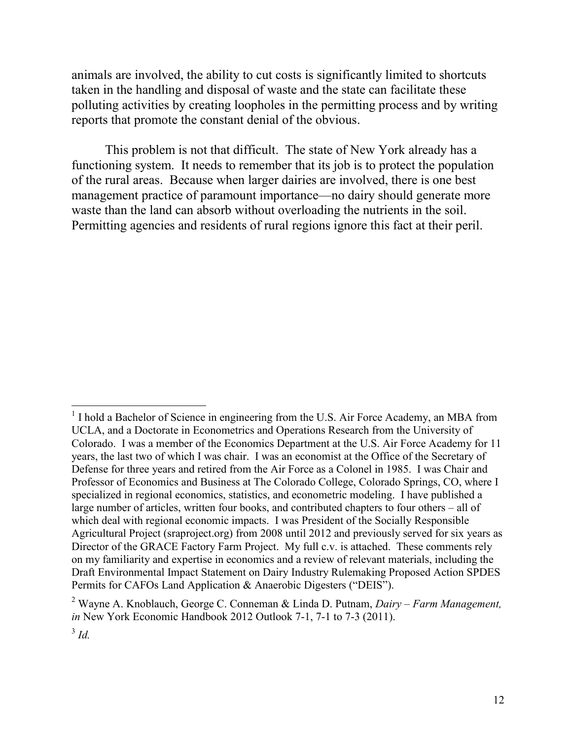animals are involved, the ability to cut costs is significantly limited to shortcuts taken in the handling and disposal of waste and the state can facilitate these polluting activities by creating loopholes in the permitting process and by writing reports that promote the constant denial of the obvious.

This problem is not that difficult. The state of New York already has a functioning system. It needs to remember that its job is to protect the population of the rural areas. Because when larger dairies are involved, there is one best management practice of paramount importance—no dairy should generate more waste than the land can absorb without overloading the nutrients in the soil. Permitting agencies and residents of rural regions ignore this fact at their peril.

---

[1] I hold a Bachelor of Science in engineering from the U.S. Air Force Academy, an MBA from UCLA, and a Doctorate in Econometrics and Operations Research from the University of Colorado. I was a member of the Economics Department at the U.S. Air Force Academy for 11 years, the last two of which I was chair. I was an economist at the Office of the Secretary of Defense for three years and retired from the Air Force as a Colonel in 1985. I was Chair and Professor of Economics and Business at The Colorado College, Colorado Springs, CO, where I specialized in regional economics, statistics, and econometric modeling. I have published a large number of articles, written four books, and contributed chapters to four others – all of which deal with regional economic impacts. I was President of the Socially Responsible Agricultural Project (sraproject.org) from 2008 until 2012 and previously served for six years as Director of the GRACE Factory Farm Project. My full c.v. is attached. These comments rely on my familiarity and expertise in economics and a review of relevant materials, including the Draft Environmental Impact Statement on Dairy Industry Rulemaking Proposed Action SPDES Permits for CAFOs Land Application & Anaerobic Digesters ("DEIS").

[2] Wayne A. Knoblauch, George C. Conneman & Linda D. Putnam, *Dairy – Farm Management, in* New York Economic Handbook 2012 Outlook 7-1, 7-1 to 7-3 (2011).

[3] *Id.*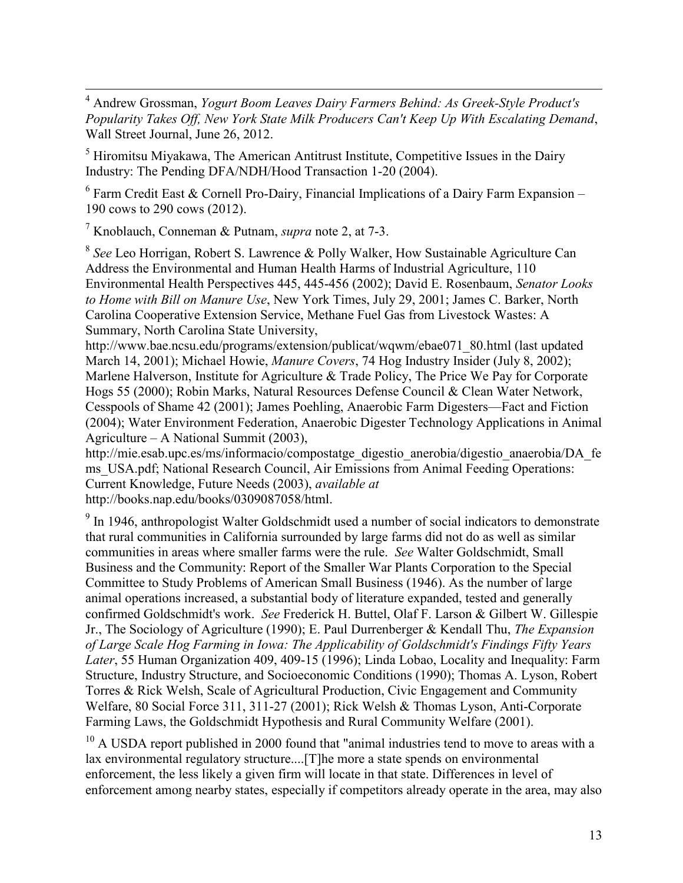[4] Andrew Grossman, *Yogurt Boom Leaves Dairy Farmers Behind: As Greek-Style Product's Popularity Takes Off, New York State Milk Producers Can't Keep Up With Escalating Demand*, Wall Street Journal, June 26, 2012.

[5] Hiromitsu Miyakawa, The American Antitrust Institute, Competitive Issues in the Dairy Industry: The Pending DFA/NDH/Hood Transaction 1-20 (2004).

[6] Farm Credit East & Cornell Pro-Dairy, Financial Implications of a Dairy Farm Expansion – 190 cows to 290 cows (2012).

[7] Knoblauch, Conneman & Putnam, *supra* note 2, at 7-3.

[8] *See* Leo Horrigan, Robert S. Lawrence & Polly Walker, How Sustainable Agriculture Can Address the Environmental and Human Health Harms of Industrial Agriculture, 110 Environmental Health Perspectives 445, 445-456 (2002); David E. Rosenbaum, *Senator Looks to Home with Bill on Manure Use*, New York Times, July 29, 2001; James C. Barker, North Carolina Cooperative Extension Service, Methane Fuel Gas from Livestock Wastes: A Summary, North Carolina State University, http://www.bae.ncsu.edu/programs/extension/publicat/wqwm/ebae071_80.html (last updated March 14, 2001); Michael Howie, *Manure Covers*, 74 Hog Industry Insider (July 8, 2002); Marlene Halverson, Institute for Agriculture & Trade Policy, The Price We Pay for Corporate Hogs 55 (2000); Robin Marks, Natural Resources Defense Council & Clean Water Network, Cesspools of Shame 42 (2001); James Poehling, Anaerobic Farm Digesters—Fact and Fiction (2004); Water Environment Federation, Anaerobic Digester Technology Applications in Animal Agriculture – A National Summit (2003), http://mie.esab.upc.es/ms/informacio/compostatge_digestio_anerobia/digestio_anaerobia/DA_fems_USA.pdf; National Research Council, Air Emissions from Animal Feeding Operations: Current Knowledge, Future Needs (2003), *available at* http://books.nap.edu/books/0309087058/html.

[9] In 1946, anthropologist Walter Goldschmidt used a number of social indicators to demonstrate that rural communities in California surrounded by large farms did not do as well as similar communities in areas where smaller farms were the rule. *See* Walter Goldschmidt, Small Business and the Community: Report of the Smaller War Plants Corporation to the Special Committee to Study Problems of American Small Business (1946). As the number of large animal operations increased, a substantial body of literature expanded, tested and generally confirmed Goldschmidt's work. *See* Frederick H. Buttel, Olaf F. Larson & Gilbert W. Gillespie Jr., The Sociology of Agriculture (1990); E. Paul Durrenberger & Kendall Thu, *The Expansion of Large Scale Hog Farming in Iowa: The Applicability of Goldschmidt's Findings Fifty Years Later*, 55 Human Organization 409, 409-15 (1996); Linda Lobao, Locality and Inequality: Farm Structure, Industry Structure, and Socioeconomic Conditions (1990); Thomas A. Lyson, Robert Torres & Rick Welsh, Scale of Agricultural Production, Civic Engagement and Community Welfare, 80 Social Force 311, 311-27 (2001); Rick Welsh & Thomas Lyson, Anti-Corporate Farming Laws, the Goldschmidt Hypothesis and Rural Community Welfare (2001).

[10] A USDA report published in 2000 found that "animal industries tend to move to areas with a lax environmental regulatory structure....[T]he more a state spends on environmental enforcement, the less likely a given firm will locate in that state. Differences in level of enforcement among nearby states, especially if competitors already operate in the area, may also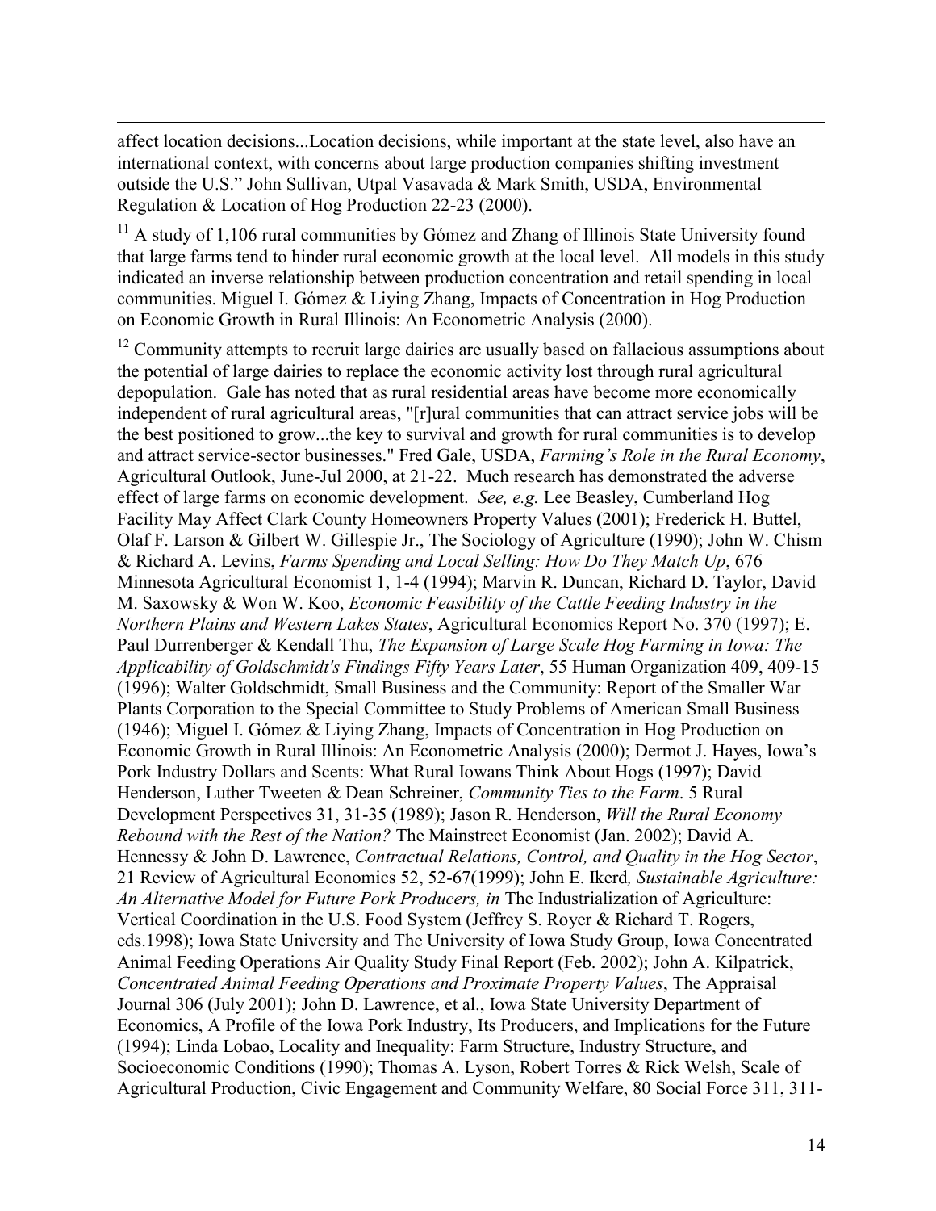affect location decisions...Location decisions, while important at the state level, also have an international context, with concerns about large production companies shifting investment outside the U.S." John Sullivan, Utpal Vasavada & Mark Smith, USDA, Environmental Regulation & Location of Hog Production 22-23 (2000).

[11] A study of 1,106 rural communities by Gómez and Zhang of Illinois State University found that large farms tend to hinder rural economic growth at the local level. All models in this study indicated an inverse relationship between production concentration and retail spending in local communities. Miguel I. Gómez & Liying Zhang, Impacts of Concentration in Hog Production on Economic Growth in Rural Illinois: An Econometric Analysis (2000).

[12] Community attempts to recruit large dairies are usually based on fallacious assumptions about the potential of large dairies to replace the economic activity lost through rural agricultural depopulation. Gale has noted that as rural residential areas have become more economically independent of rural agricultural areas, "[r]ural communities that can attract service jobs will be the best positioned to grow...the key to survival and growth for rural communities is to develop and attract service-sector businesses." Fred Gale, USDA, *Farming's Role in the Rural Economy*, Agricultural Outlook, June-Jul 2000, at 21-22. Much research has demonstrated the adverse effect of large farms on economic development. *See, e.g.* Lee Beasley, Cumberland Hog Facility May Affect Clark County Homeowners Property Values (2001); Frederick H. Buttel, Olaf F. Larson & Gilbert W. Gillespie Jr., The Sociology of Agriculture (1990); John W. Chism & Richard A. Levins, *Farms Spending and Local Selling: How Do They Match Up*, 676 Minnesota Agricultural Economist 1, 1-4 (1994); Marvin R. Duncan, Richard D. Taylor, David M. Saxowsky & Won W. Koo, *Economic Feasibility of the Cattle Feeding Industry in the Northern Plains and Western Lakes States*, Agricultural Economics Report No. 370 (1997); E. Paul Durrenberger & Kendall Thu, *The Expansion of Large Scale Hog Farming in Iowa: The Applicability of Goldschmidt's Findings Fifty Years Later*, 55 Human Organization 409, 409-15 (1996); Walter Goldschmidt, Small Business and the Community: Report of the Smaller War Plants Corporation to the Special Committee to Study Problems of American Small Business (1946); Miguel I. Gómez & Liying Zhang, Impacts of Concentration in Hog Production on Economic Growth in Rural Illinois: An Econometric Analysis (2000); Dermot J. Hayes, Iowa's Pork Industry Dollars and Scents: What Rural Iowans Think About Hogs (1997); David Henderson, Luther Tweeten & Dean Schreiner, *Community Ties to the Farm*. 5 Rural Development Perspectives 31, 31-35 (1989); Jason R. Henderson, *Will the Rural Economy Rebound with the Rest of the Nation?* The Mainstreet Economist (Jan. 2002); David A. Hennessy & John D. Lawrence, *Contractual Relations, Control, and Quality in the Hog Sector*, 21 Review of Agricultural Economics 52, 52-67(1999); John E. Ikerd*, Sustainable Agriculture: An Alternative Model for Future Pork Producers, in* The Industrialization of Agriculture: Vertical Coordination in the U.S. Food System (Jeffrey S. Royer & Richard T. Rogers, eds.1998); Iowa State University and The University of Iowa Study Group, Iowa Concentrated Animal Feeding Operations Air Quality Study Final Report (Feb. 2002); John A. Kilpatrick, *Concentrated Animal Feeding Operations and Proximate Property Values*, The Appraisal Journal 306 (July 2001); John D. Lawrence, et al., Iowa State University Department of Economics, A Profile of the Iowa Pork Industry, Its Producers, and Implications for the Future (1994); Linda Lobao, Locality and Inequality: Farm Structure, Industry Structure, and Socioeconomic Conditions (1990); Thomas A. Lyson, Robert Torres & Rick Welsh, Scale of Agricultural Production, Civic Engagement and Community Welfare, 80 Social Force 311, 311-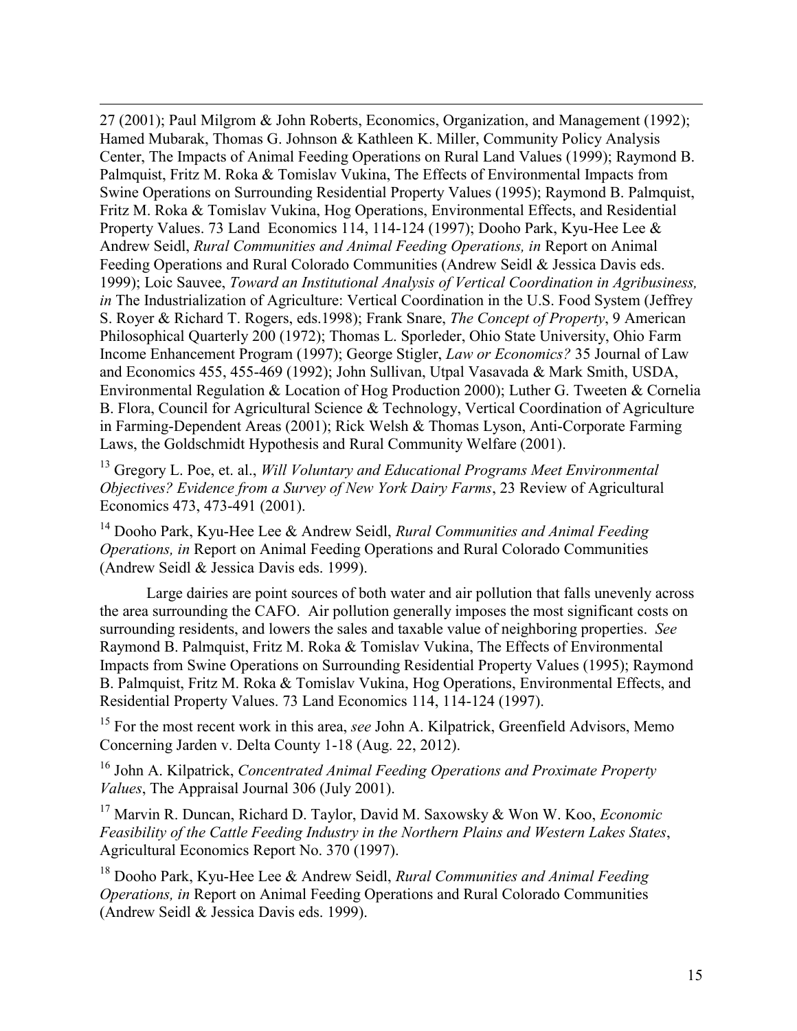27 (2001); Paul Milgrom & John Roberts, Economics, Organization, and Management (1992); Hamed Mubarak, Thomas G. Johnson & Kathleen K. Miller, Community Policy Analysis Center, The Impacts of Animal Feeding Operations on Rural Land Values (1999); Raymond B. Palmquist, Fritz M. Roka & Tomislav Vukina, The Effects of Environmental Impacts from Swine Operations on Surrounding Residential Property Values (1995); Raymond B. Palmquist, Fritz M. Roka & Tomislav Vukina, Hog Operations, Environmental Effects, and Residential Property Values. 73 Land Economics 114, 114-124 (1997); Dooho Park, Kyu-Hee Lee & Andrew Seidl, *Rural Communities and Animal Feeding Operations, in* Report on Animal Feeding Operations and Rural Colorado Communities (Andrew Seidl & Jessica Davis eds. 1999); Loic Sauvee, *Toward an Institutional Analysis of Vertical Coordination in Agribusiness, in* The Industrialization of Agriculture: Vertical Coordination in the U.S. Food System (Jeffrey S. Royer & Richard T. Rogers, eds.1998); Frank Snare, *The Concept of Property*, 9 American Philosophical Quarterly 200 (1972); Thomas L. Sporleder, Ohio State University, Ohio Farm Income Enhancement Program (1997); George Stigler, *Law or Economics?* 35 Journal of Law and Economics 455, 455-469 (1992); John Sullivan, Utpal Vasavada & Mark Smith, USDA, Environmental Regulation & Location of Hog Production 2000); Luther G. Tweeten & Cornelia B. Flora, Council for Agricultural Science & Technology, Vertical Coordination of Agriculture in Farming-Dependent Areas (2001); Rick Welsh & Thomas Lyson, Anti-Corporate Farming Laws, the Goldschmidt Hypothesis and Rural Community Welfare (2001).

[13] Gregory L. Poe, et. al., *Will Voluntary and Educational Programs Meet Environmental Objectives? Evidence from a Survey of New York Dairy Farms*, 23 Review of Agricultural Economics 473, 473-491 (2001).

[14] Dooho Park, Kyu-Hee Lee & Andrew Seidl, *Rural Communities and Animal Feeding Operations, in* Report on Animal Feeding Operations and Rural Colorado Communities (Andrew Seidl & Jessica Davis eds. 1999).

Large dairies are point sources of both water and air pollution that falls unevenly across the area surrounding the CAFO. Air pollution generally imposes the most significant costs on surrounding residents, and lowers the sales and taxable value of neighboring properties. *See* Raymond B. Palmquist, Fritz M. Roka & Tomislav Vukina, The Effects of Environmental Impacts from Swine Operations on Surrounding Residential Property Values (1995); Raymond B. Palmquist, Fritz M. Roka & Tomislav Vukina, Hog Operations, Environmental Effects, and Residential Property Values. 73 Land Economics 114, 114-124 (1997).

[15] For the most recent work in this area, *see* John A. Kilpatrick, Greenfield Advisors, Memo Concerning Jarden v. Delta County 1-18 (Aug. 22, 2012).

[16] John A. Kilpatrick, *Concentrated Animal Feeding Operations and Proximate Property Values*, The Appraisal Journal 306 (July 2001).

[17] Marvin R. Duncan, Richard D. Taylor, David M. Saxowsky & Won W. Koo, *Economic Feasibility of the Cattle Feeding Industry in the Northern Plains and Western Lakes States*, Agricultural Economics Report No. 370 (1997).

[18] Dooho Park, Kyu-Hee Lee & Andrew Seidl, *Rural Communities and Animal Feeding Operations, in* Report on Animal Feeding Operations and Rural Colorado Communities (Andrew Seidl & Jessica Davis eds. 1999).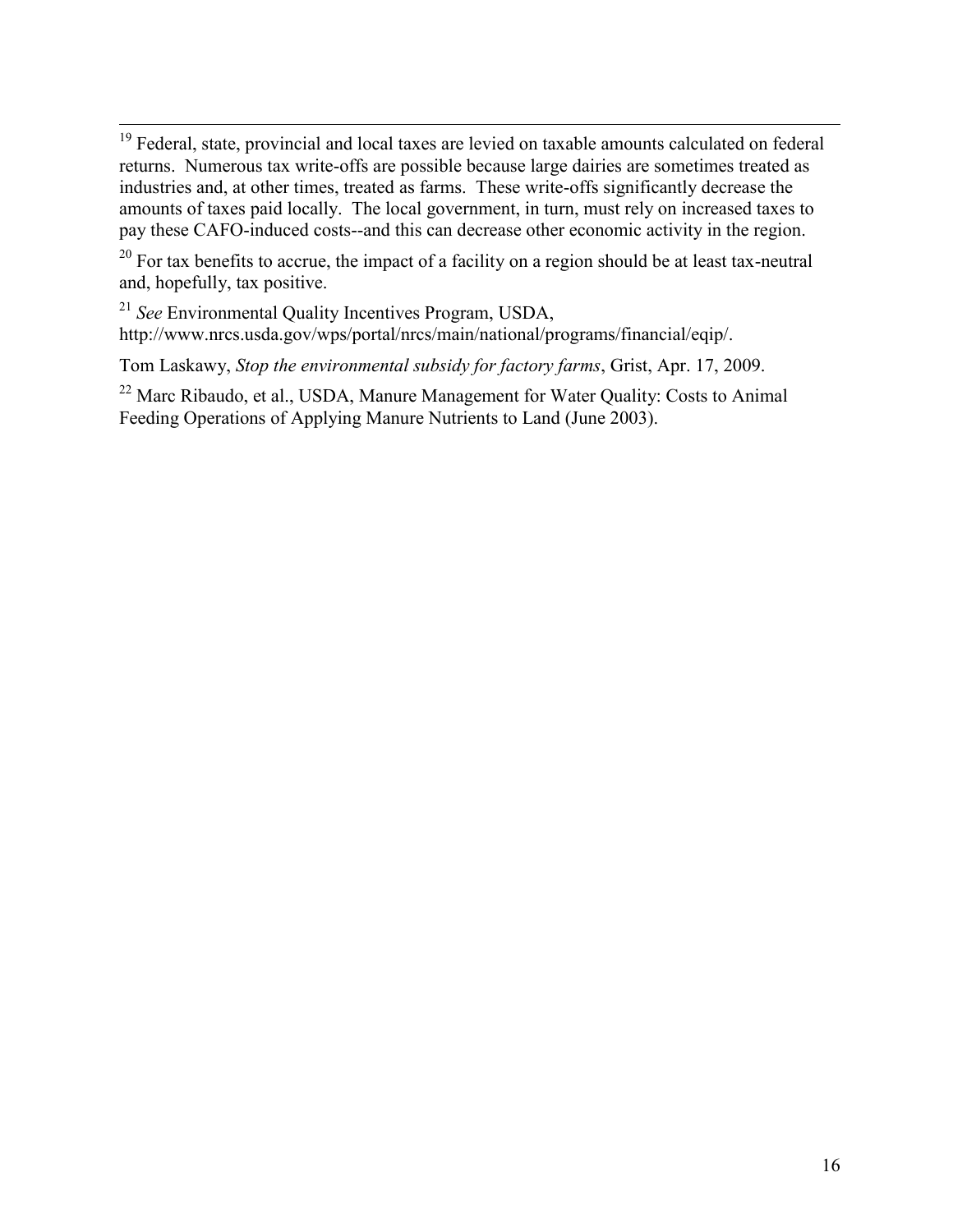[19] Federal, state, provincial and local taxes are levied on taxable amounts calculated on federal returns. Numerous tax write-offs are possible because large dairies are sometimes treated as industries and, at other times, treated as farms. These write-offs significantly decrease the amounts of taxes paid locally. The local government, in turn, must rely on increased taxes to pay these CAFO-induced costs--and this can decrease other economic activity in the region.

[20] For tax benefits to accrue, the impact of a facility on a region should be at least tax-neutral and, hopefully, tax positive.

[21] *See* Environmental Quality Incentives Program, USDA, http://www.nrcs.usda.gov/wps/portal/nrcs/main/national/programs/financial/eqip/.

Tom Laskawy, *Stop the environmental subsidy for factory farms*, Grist, Apr. 17, 2009.

[22] Marc Ribaudo, et al., USDA, Manure Management for Water Quality: Costs to Animal Feeding Operations of Applying Manure Nutrients to Land (June 2003).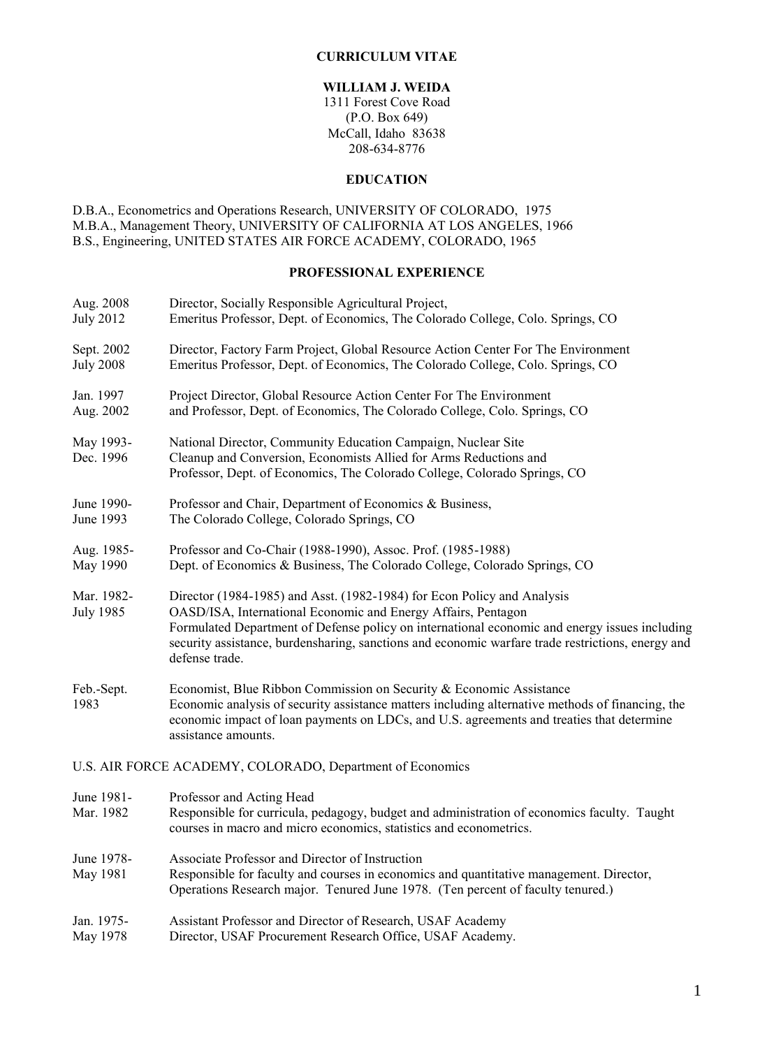# CURRICULUM VITAE

## WILLIAM J. WEIDA

1311 Forest Cove Road
(P.O. Box 649)
McCall, Idaho 83638
208-634-8776

## EDUCATION

D.B.A., Econometrics and Operations Research, UNIVERSITY OF COLORADO, 1975
M.B.A., Management Theory, UNIVERSITY OF CALIFORNIA AT LOS ANGELES, 1966
B.S., Engineering, UNITED STATES AIR FORCE ACADEMY, COLORADO, 1965

## PROFESSIONAL EXPERIENCE

| | |
|---|---|
| Aug. 2008<br>July 2012 | Director, Socially Responsible Agricultural Project,<br>Emeritus Professor, Dept. of Economics, The Colorado College, Colo. Springs, CO |
| Sept. 2002<br>July 2008 | Director, Factory Farm Project, Global Resource Action Center For The Environment<br>Emeritus Professor, Dept. of Economics, The Colorado College, Colo. Springs, CO |
| Jan. 1997<br>Aug. 2002 | Project Director, Global Resource Action Center For The Environment<br>and Professor, Dept. of Economics, The Colorado College, Colo. Springs, CO |
| May 1993-<br>Dec. 1996 | National Director, Community Education Campaign, Nuclear Site<br>Cleanup and Conversion, Economists Allied for Arms Reductions and<br>Professor, Dept. of Economics, The Colorado College, Colorado Springs, CO |
| June 1990-<br>June 1993 | Professor and Chair, Department of Economics & Business,<br>The Colorado College, Colorado Springs, CO |
| Aug. 1985-<br>May 1990 | Professor and Co-Chair (1988-1990), Assoc. Prof. (1985-1988)<br>Dept. of Economics & Business, The Colorado College, Colorado Springs, CO |
| Mar. 1982-<br>July 1985 | Director (1984-1985) and Asst. (1982-1984) for Econ Policy and Analysis<br>OASD/ISA, International Economic and Energy Affairs, Pentagon<br>Formulated Department of Defense policy on international economic and energy issues including security assistance, burdensharing, sanctions and economic warfare trade restrictions, energy and defense trade. |
| Feb.-Sept.<br>1983 | Economist, Blue Ribbon Commission on Security & Economic Assistance<br>Economic analysis of security assistance matters including alternative methods of financing, the economic impact of loan payments on LDCs, and U.S. agreements and treaties that determine assistance amounts. |

U.S. AIR FORCE ACADEMY, COLORADO, Department of Economics

| | |
|---|---|
| June 1981-<br>Mar. 1982 | Professor and Acting Head<br>Responsible for curricula, pedagogy, budget and administration of economics faculty. Taught courses in macro and micro economics, statistics and econometrics. |
| June 1978-<br>May 1981 | Associate Professor and Director of Instruction<br>Responsible for faculty and courses in economics and quantitative management. Director, Operations Research major. Tenured June 1978. (Ten percent of faculty tenured.) |
| Jan. 1975-<br>May 1978 | Assistant Professor and Director of Research, USAF Academy<br>Director, USAF Procurement Research Office, USAF Academy. |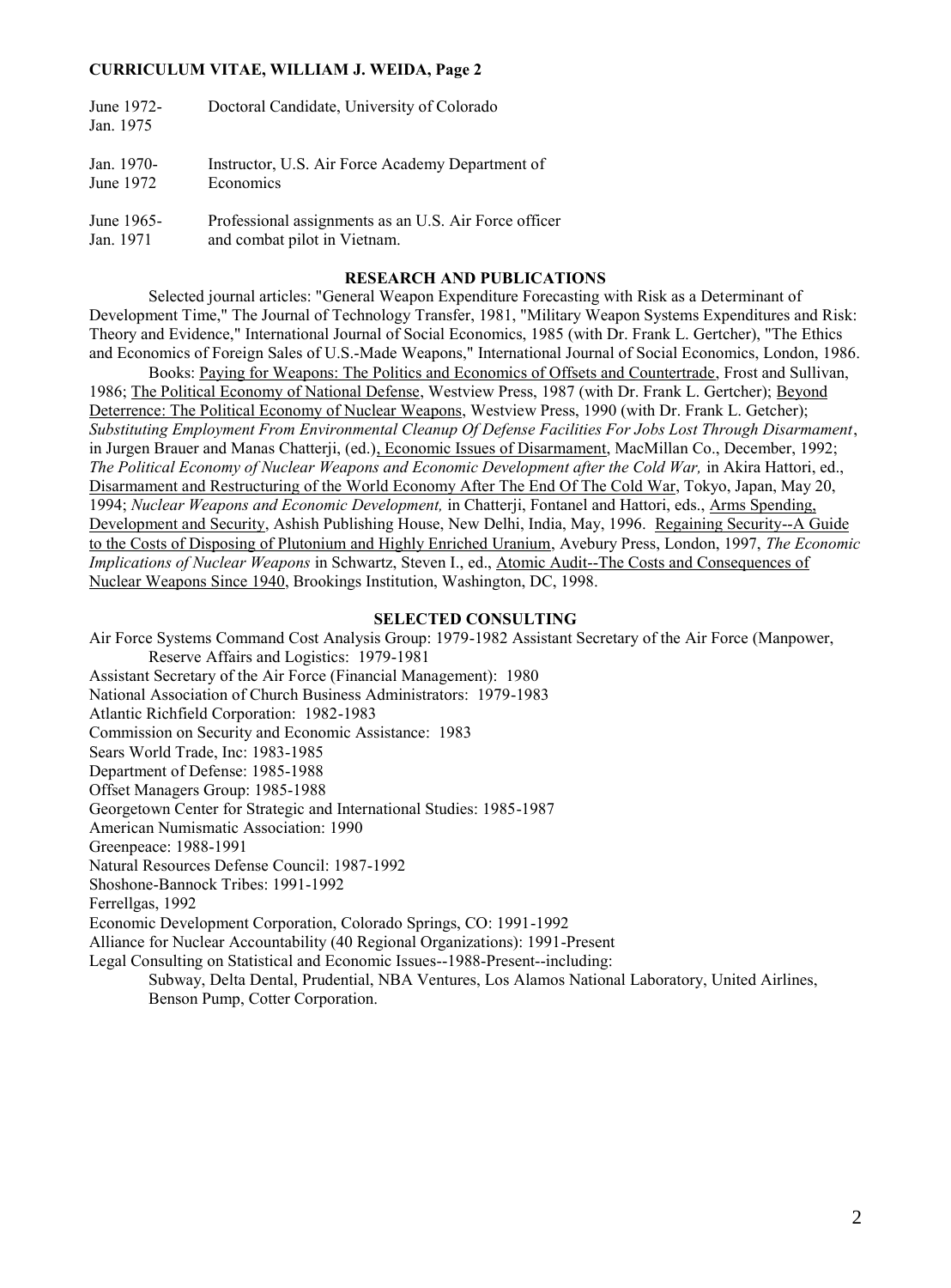| | |
|---|---|
| June 1972-Jan. 1975 | Doctoral Candidate, University of Colorado |
| Jan. 1970-June 1972 | Instructor, U.S. Air Force Academy Department of Economics |
| June 1965-Jan. 1971 | Professional assignments as an U.S. Air Force officer and combat pilot in Vietnam. |

## RESEARCH AND PUBLICATIONS

Selected journal articles: "General Weapon Expenditure Forecasting with Risk as a Determinant of Development Time," The Journal of Technology Transfer, 1981, "Military Weapon Systems Expenditures and Risk: Theory and Evidence," International Journal of Social Economics, 1985 (with Dr. Frank L. Gertcher), "The Ethics and Economics of Foreign Sales of U.S.-Made Weapons," International Journal of Social Economics, London, 1986.

Books: Paying for Weapons: The Politics and Economics of Offsets and Countertrade, Frost and Sullivan, 1986; The Political Economy of National Defense, Westview Press, 1987 (with Dr. Frank L. Gertcher); Beyond Deterrence: The Political Economy of Nuclear Weapons, Westview Press, 1990 (with Dr. Frank L. Getcher); *Substituting Employment From Environmental Cleanup Of Defense Facilities For Jobs Lost Through Disarmament*, in Jurgen Brauer and Manas Chatterji, (ed.), Economic Issues of Disarmament, MacMillan Co., December, 1992; *The Political Economy of Nuclear Weapons and Economic Development after the Cold War,* in Akira Hattori, ed., Disarmament and Restructuring of the World Economy After The End Of The Cold War, Tokyo, Japan, May 20, 1994; *Nuclear Weapons and Economic Development,* in Chatterji, Fontanel and Hattori, eds., Arms Spending, Development and Security, Ashish Publishing House, New Delhi, India, May, 1996. Regaining Security--A Guide to the Costs of Disposing of Plutonium and Highly Enriched Uranium, Avebury Press, London, 1997, *The Economic Implications of Nuclear Weapons* in Schwartz, Steven I., ed., Atomic Audit--The Costs and Consequences of Nuclear Weapons Since 1940, Brookings Institution, Washington, DC, 1998.

## SELECTED CONSULTING

Air Force Systems Command Cost Analysis Group: 1979-1982 Assistant Secretary of the Air Force (Manpower, Reserve Affairs and Logistics: 1979-1981
Assistant Secretary of the Air Force (Financial Management): 1980
National Association of Church Business Administrators: 1979-1983
Atlantic Richfield Corporation: 1982-1983
Commission on Security and Economic Assistance: 1983
Sears World Trade, Inc: 1983-1985
Department of Defense: 1985-1988
Offset Managers Group: 1985-1988
Georgetown Center for Strategic and International Studies: 1985-1987
American Numismatic Association: 1990
Greenpeace: 1988-1991
Natural Resources Defense Council: 1987-1992
Shoshone-Bannock Tribes: 1991-1992
Ferrellgas, 1992
Economic Development Corporation, Colorado Springs, CO: 1991-1992
Alliance for Nuclear Accountability (40 Regional Organizations): 1991-Present
Legal Consulting on Statistical and Economic Issues--1988-Present--including:
Subway, Delta Dental, Prudential, NBA Ventures, Los Alamos National Laboratory, United Airlines, Benson Pump, Cotter Corporation.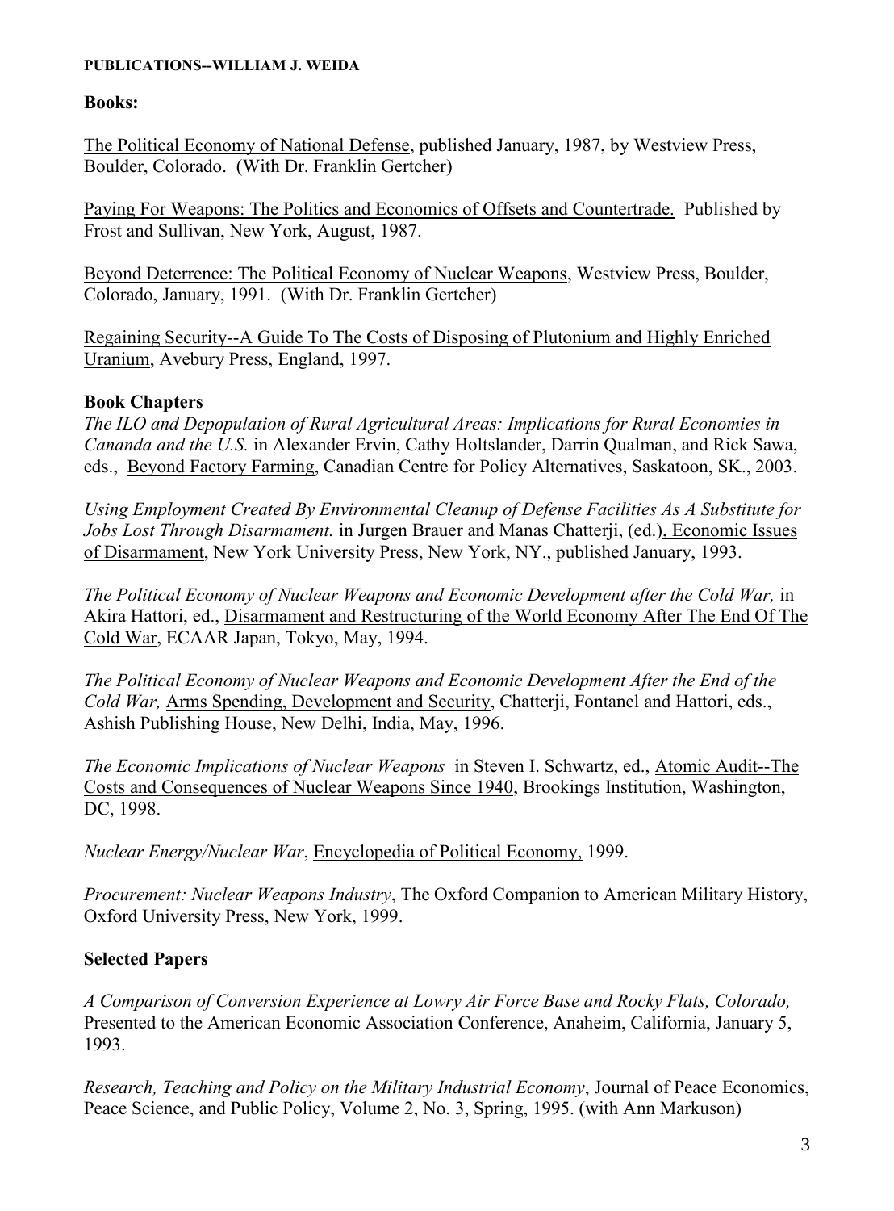**PUBLICATIONS--WILLIAM J. WEIDA**

## Books:

The Political Economy of National Defense, published January, 1987, by Westview Press, Boulder, Colorado. (With Dr. Franklin Gertcher)

Paying For Weapons: The Politics and Economics of Offsets and Countertrade. Published by Frost and Sullivan, New York, August, 1987.

Beyond Deterrence: The Political Economy of Nuclear Weapons, Westview Press, Boulder, Colorado, January, 1991. (With Dr. Franklin Gertcher)

Regaining Security--A Guide To The Costs of Disposing of Plutonium and Highly Enriched Uranium, Avebury Press, England, 1997.

## Book Chapters

*The ILO and Depopulation of Rural Agricultural Areas: Implications for Rural Economies in Cananda and the U.S.* in Alexander Ervin, Cathy Holtslander, Darrin Qualman, and Rick Sawa, eds., Beyond Factory Farming, Canadian Centre for Policy Alternatives, Saskatoon, SK., 2003.

*Using Employment Created By Environmental Cleanup of Defense Facilities As A Substitute for Jobs Lost Through Disarmament.* in Jurgen Brauer and Manas Chatterji, (ed.), Economic Issues of Disarmament, New York University Press, New York, NY., published January, 1993.

*The Political Economy of Nuclear Weapons and Economic Development after the Cold War,* in Akira Hattori, ed., Disarmament and Restructuring of the World Economy After The End Of The Cold War, ECAAR Japan, Tokyo, May, 1994.

*The Political Economy of Nuclear Weapons and Economic Development After the End of the Cold War,* Arms Spending, Development and Security, Chatterji, Fontanel and Hattori, eds., Ashish Publishing House, New Delhi, India, May, 1996.

*The Economic Implications of Nuclear Weapons* in Steven I. Schwartz, ed., Atomic Audit--The Costs and Consequences of Nuclear Weapons Since 1940, Brookings Institution, Washington, DC, 1998.

*Nuclear Energy/Nuclear War*, Encyclopedia of Political Economy, 1999.

*Procurement: Nuclear Weapons Industry*, The Oxford Companion to American Military History, Oxford University Press, New York, 1999.

## Selected Papers

*A Comparison of Conversion Experience at Lowry Air Force Base and Rocky Flats, Colorado,* Presented to the American Economic Association Conference, Anaheim, California, January 5, 1993.

*Research, Teaching and Policy on the Military Industrial Economy*, Journal of Peace Economics, Peace Science, and Public Policy, Volume 2, No. 3, Spring, 1995. (with Ann Markuson)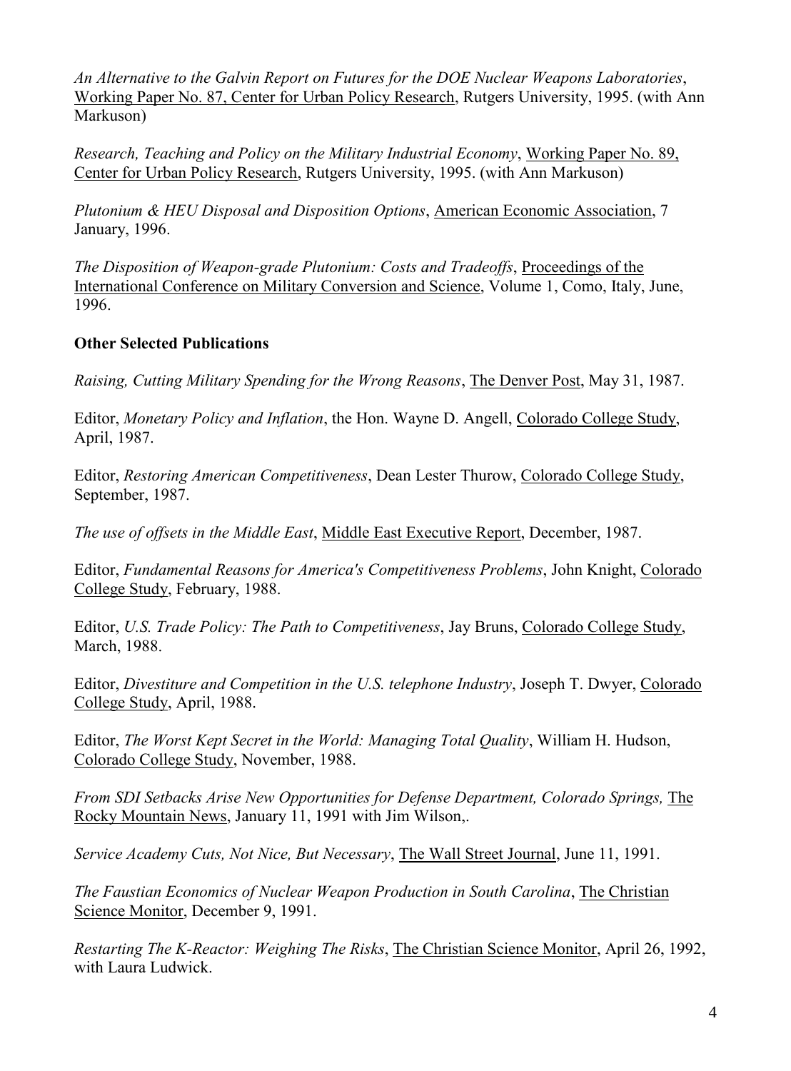*An Alternative to the Galvin Report on Futures for the DOE Nuclear Weapons Laboratories*, Working Paper No. 87, Center for Urban Policy Research, Rutgers University, 1995. (with Ann Markuson)

*Research, Teaching and Policy on the Military Industrial Economy*, Working Paper No. 89, Center for Urban Policy Research, Rutgers University, 1995. (with Ann Markuson)

*Plutonium & HEU Disposal and Disposition Options*, American Economic Association, 7 January, 1996.

*The Disposition of Weapon-grade Plutonium: Costs and Tradeoffs*, Proceedings of the International Conference on Military Conversion and Science, Volume 1, Como, Italy, June, 1996.

**Other Selected Publications**

*Raising, Cutting Military Spending for the Wrong Reasons*, The Denver Post, May 31, 1987.

Editor, *Monetary Policy and Inflation*, the Hon. Wayne D. Angell, Colorado College Study, April, 1987.

Editor, *Restoring American Competitiveness*, Dean Lester Thurow, Colorado College Study, September, 1987.

*The use of offsets in the Middle East*, Middle East Executive Report, December, 1987.

Editor, *Fundamental Reasons for America's Competitiveness Problems*, John Knight, Colorado College Study, February, 1988.

Editor, *U.S. Trade Policy: The Path to Competitiveness*, Jay Bruns, Colorado College Study, March, 1988.

Editor, *Divestiture and Competition in the U.S. telephone Industry*, Joseph T. Dwyer, Colorado College Study, April, 1988.

Editor, *The Worst Kept Secret in the World: Managing Total Quality*, William H. Hudson, Colorado College Study, November, 1988.

*From SDI Setbacks Arise New Opportunities for Defense Department, Colorado Springs,* The Rocky Mountain News, January 11, 1991 with Jim Wilson,.

*Service Academy Cuts, Not Nice, But Necessary*, The Wall Street Journal, June 11, 1991.

*The Faustian Economics of Nuclear Weapon Production in South Carolina*, The Christian Science Monitor, December 9, 1991.

*Restarting The K-Reactor: Weighing The Risks*, The Christian Science Monitor, April 26, 1992, with Laura Ludwick.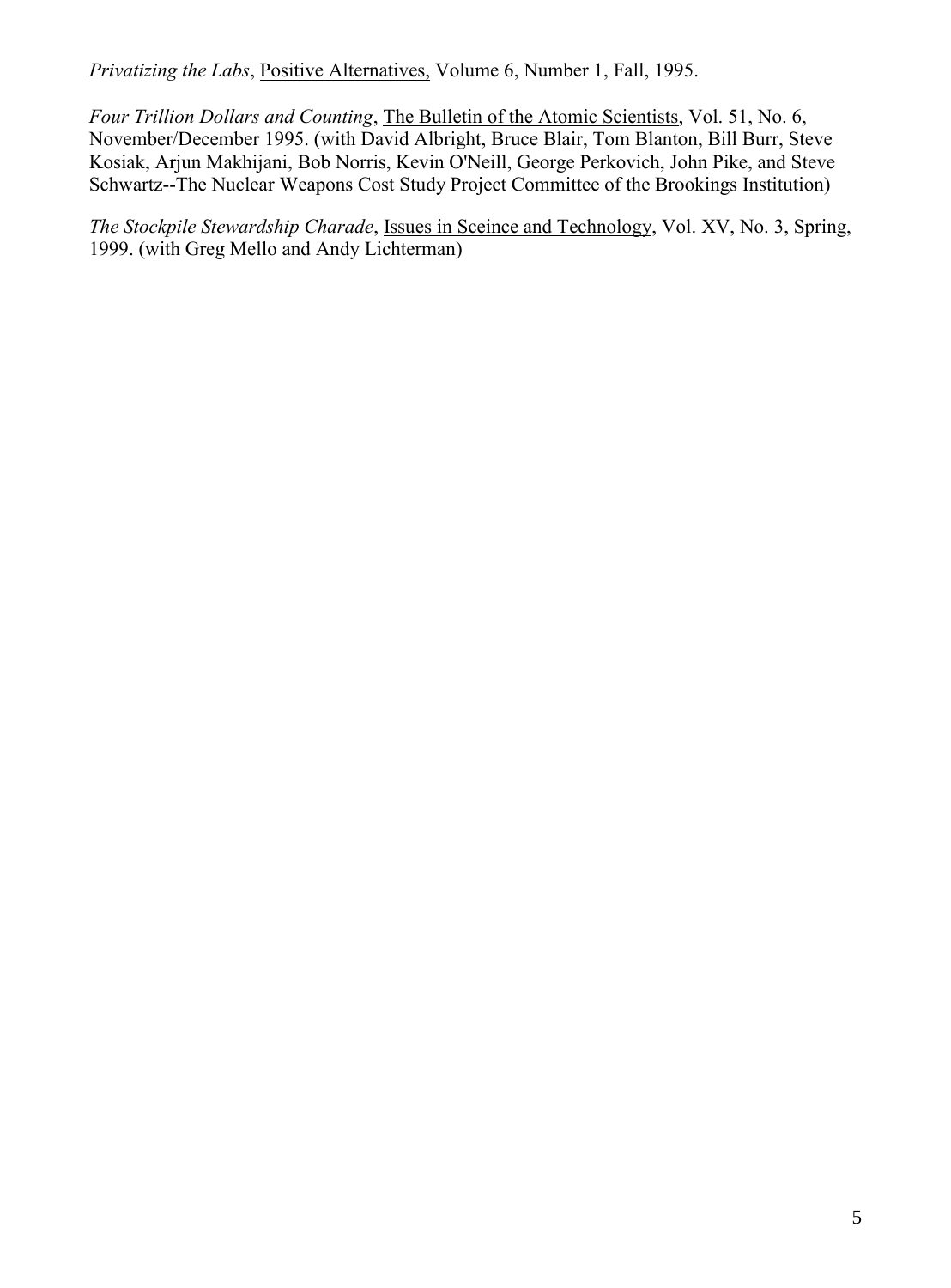*Privatizing the Labs*, Positive Alternatives, Volume 6, Number 1, Fall, 1995.

*Four Trillion Dollars and Counting*, The Bulletin of the Atomic Scientists, Vol. 51, No. 6, November/December 1995. (with David Albright, Bruce Blair, Tom Blanton, Bill Burr, Steve Kosiak, Arjun Makhijani, Bob Norris, Kevin O'Neill, George Perkovich, John Pike, and Steve Schwartz--The Nuclear Weapons Cost Study Project Committee of the Brookings Institution)

*The Stockpile Stewardship Charade*, Issues in Sceince and Technology, Vol. XV, No. 3, Spring, 1999. (with Greg Mello and Andy Lichterman)